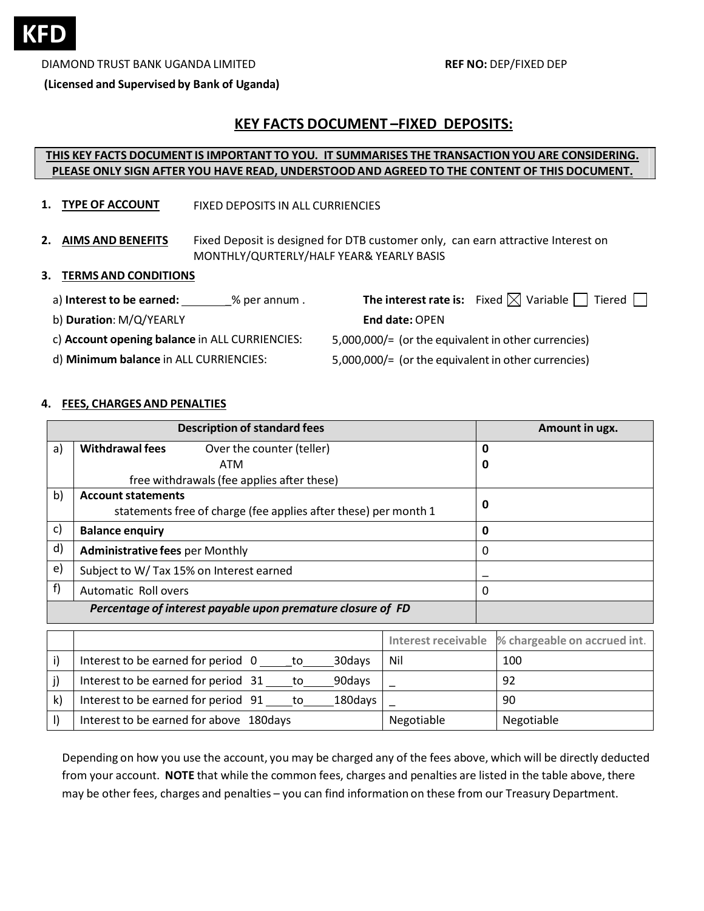**KFD**

DIAMOND TRUST BANK UGANDA LIMITED

**(Licensed and Supervised by Bank of Uganda)**

**REF NO:** DEP/FIXED DEP

## KEY FACTS DOCUMENT –FIXED DEPOSITS:

**THIS KEY FACTS DOCUMENT IS IMPORTANT TO YOU. IT SUMMARISES THE TRANSACTION YOU ARE CONSIDERING. PLEASE ONLY SIGN AFTER YOU HAVE READ, UNDERSTOOD AND AGREED TO THE CONTENT OF THIS DOCUMENT.**

1. **TYPE OF ACCOUNT** FIXED DEPOSITS IN ALL CURRIENCIES

2. **AIMS AND BENEFITS** Fixed Deposit is designed for DTB customer only, can earn attractive Interest on MONTHLY/QURTERLY/HALF YEAR& YEARLY BASIS

3. **TERMS AND CONDITIONS**

   a) **Interest to be earned:** ________% per annum . **The interest rate is:** Fixed ☒ Variable ☐ Tiered ☐

   b) **Duration**: M/Q/YEARLY **End date:** OPEN

   c) **Account opening balance** in ALL CURRIENCIES: 5,000,000/= (or the equivalent in other currencies)

   d) **Minimum balance** in ALL CURRIENCIES: 5,000,000/= (or the equivalent in other currencies)

4. **FEES, CHARGES AND PENALTIES**

| | Description of standard fees | Amount in ugx. |
|---|---|---|
| a) | **Withdrawal fees** Over the counter (teller)<br>ATM<br>free withdrawals (fee applies after these) | **0**<br>**0** |
| b) | **Account statements**<br>statements free of charge (fee applies after these) per month 1 | **0** |
| c) | **Balance enquiry** | **0** |
| d) | **Administrative fees** per Monthly | 0 |
| e) | Subject to W/ Tax 15% on Interest earned | _ |
| f) | Automatic Roll overs | 0 |
| | ***Percentage of interest payable upon premature closure of FD*** | |

| | | Interest receivable | % chargeable on accrued int. |
|---|---|---|---|
| i) | Interest to be earned for period 0 _____to_____30days | Nil | 100 |
| j) | Interest to be earned for period 31 ____to_____90days | _ | 92 |
| k) | Interest to be earned for period 91 ____to_____180days | _ | 90 |
| l) | Interest to be earned for above 180days | Negotiable | Negotiable |

Depending on how you use the account, you may be charged any of the fees above, which will be directly deducted from your account. **NOTE** that while the common fees, charges and penalties are listed in the table above, there may be other fees, charges and penalties – you can find information on these from our Treasury Department.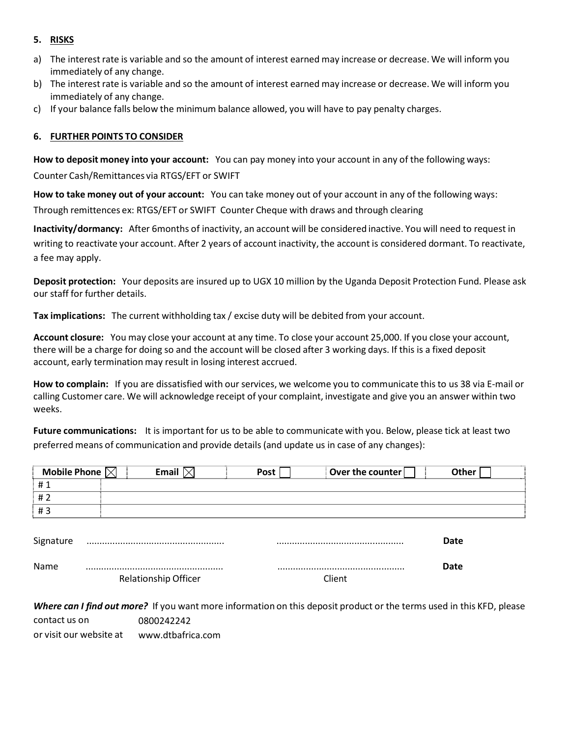## 5. RISKS

a) The interest rate is variable and so the amount of interest earned may increase or decrease. We will inform you immediately of any change.
b) The interest rate is variable and so the amount of interest earned may increase or decrease. We will inform you immediately of any change.
c) If your balance falls below the minimum balance allowed, you will have to pay penalty charges.

## 6. FURTHER POINTS TO CONSIDER

**How to deposit money into your account:** You can pay money into your account in any of the following ways: Counter Cash/Remittances via RTGS/EFT or SWIFT

**How to take money out of your account:** You can take money out of your account in any of the following ways: Through remittences ex: RTGS/EFT or SWIFT Counter Cheque with draws and through clearing

**Inactivity/dormancy:** After 6months of inactivity, an account will be considered inactive. You will need to request in writing to reactivate your account. After 2 years of account inactivity, the account is considered dormant. To reactivate, a fee may apply.

**Deposit protection:** Your deposits are insured up to UGX 10 million by the Uganda Deposit Protection Fund. Please ask our staff for further details.

**Tax implications:** The current withholding tax / excise duty will be debited from your account.

**Account closure:** You may close your account at any time. To close your account 25,000. If you close your account, there will be a charge for doing so and the account will be closed after 3 working days. If this is a fixed deposit account, early termination may result in losing interest accrued.

**How to complain:** If you are dissatisfied with our services, we welcome you to communicate this to us 38 via E-mail or calling Customer care. We will acknowledge receipt of your complaint, investigate and give you an answer within two weeks.

**Future communications:** It is important for us to be able to communicate with you. Below, please tick at least two preferred means of communication and provide details (and update us in case of any changes):

| Mobile Phone ☒ | Email ☒ | Post ☐ | Over the counter ☐ | Other ☐ |
|---|---|---|---|---|
| # 1 | | | | |
| # 2 | | | | |
| # 3 | | | | |

Signature ..................................................... ................................................. **Date**

Name ..................................................... ................................................. **Date**

Relationship Officer Client

***Where can I find out more?*** If you want more information on this deposit product or the terms used in this KFD, please contact us on 0800242242
or visit our website at www.dtbafrica.com